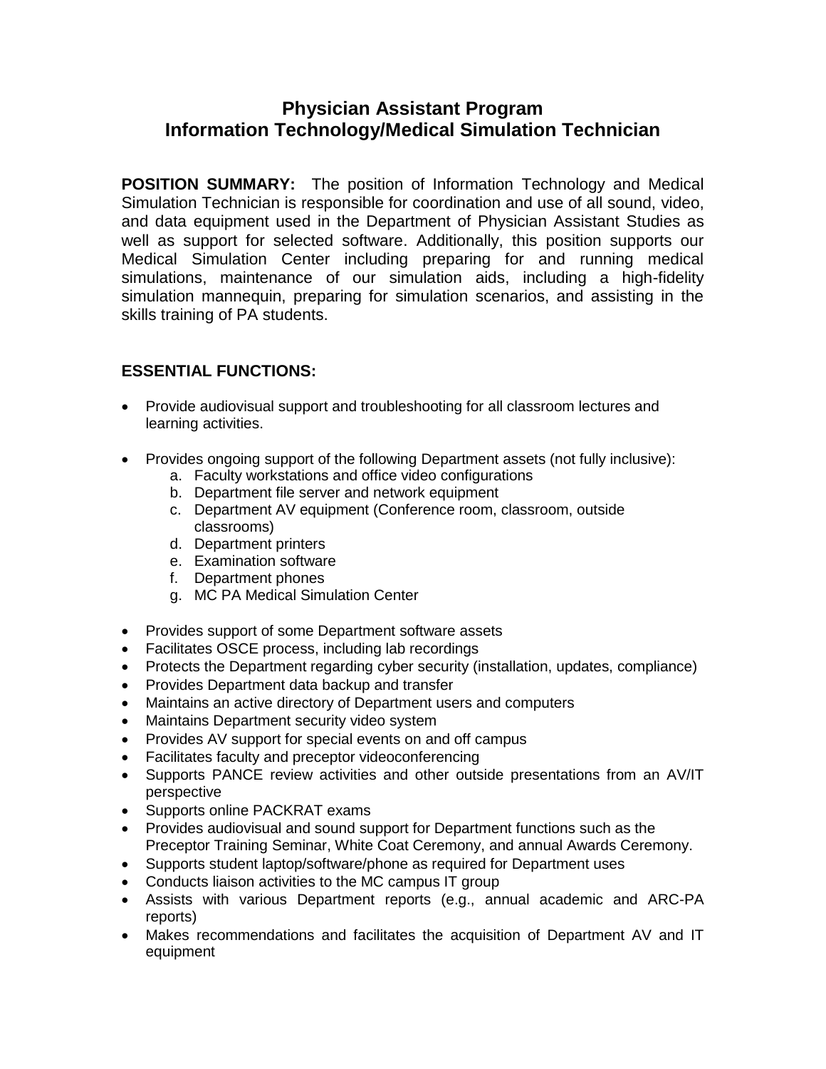# Physician Assistant Program
# Information Technology/Medical Simulation Technician

**POSITION SUMMARY:** The position of Information Technology and Medical Simulation Technician is responsible for coordination and use of all sound, video, and data equipment used in the Department of Physician Assistant Studies as well as support for selected software. Additionally, this position supports our Medical Simulation Center including preparing for and running medical simulations, maintenance of our simulation aids, including a high-fidelity simulation mannequin, preparing for simulation scenarios, and assisting in the skills training of PA students.

## ESSENTIAL FUNCTIONS:

- Provide audiovisual support and troubleshooting for all classroom lectures and learning activities.
- Provides ongoing support of the following Department assets (not fully inclusive):
  a. Faculty workstations and office video configurations
  b. Department file server and network equipment
  c. Department AV equipment (Conference room, classroom, outside classrooms)
  d. Department printers
  e. Examination software
  f. Department phones
  g. MC PA Medical Simulation Center
- Provides support of some Department software assets
- Facilitates OSCE process, including lab recordings
- Protects the Department regarding cyber security (installation, updates, compliance)
- Provides Department data backup and transfer
- Maintains an active directory of Department users and computers
- Maintains Department security video system
- Provides AV support for special events on and off campus
- Facilitates faculty and preceptor videoconferencing
- Supports PANCE review activities and other outside presentations from an AV/IT perspective
- Supports online PACKRAT exams
- Provides audiovisual and sound support for Department functions such as the Preceptor Training Seminar, White Coat Ceremony, and annual Awards Ceremony.
- Supports student laptop/software/phone as required for Department uses
- Conducts liaison activities to the MC campus IT group
- Assists with various Department reports (e.g., annual academic and ARC-PA reports)
- Makes recommendations and facilitates the acquisition of Department AV and IT equipment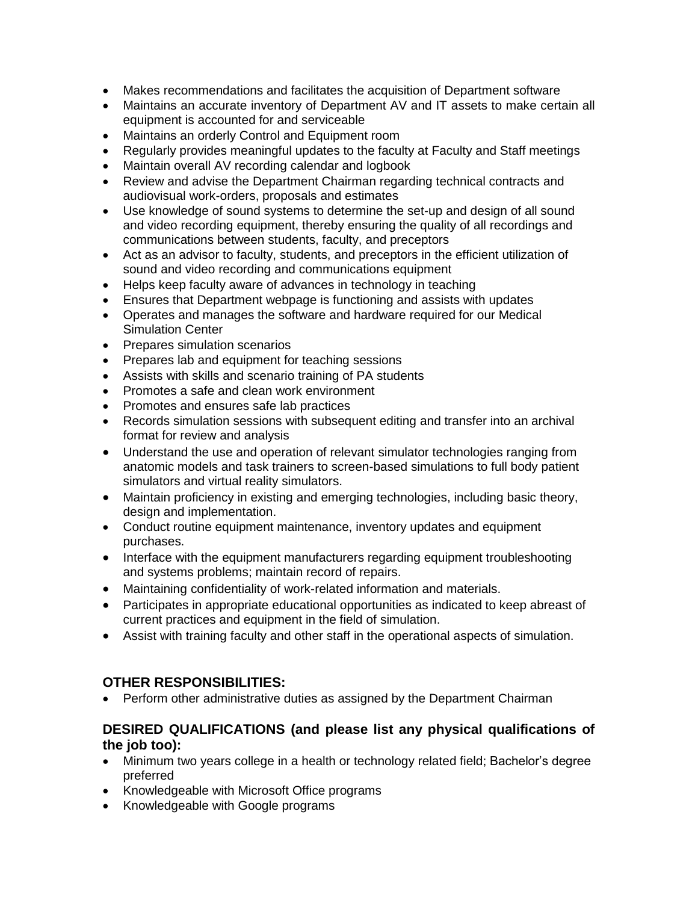- Makes recommendations and facilitates the acquisition of Department software
- Maintains an accurate inventory of Department AV and IT assets to make certain all equipment is accounted for and serviceable
- Maintains an orderly Control and Equipment room
- Regularly provides meaningful updates to the faculty at Faculty and Staff meetings
- Maintain overall AV recording calendar and logbook
- Review and advise the Department Chairman regarding technical contracts and audiovisual work-orders, proposals and estimates
- Use knowledge of sound systems to determine the set-up and design of all sound and video recording equipment, thereby ensuring the quality of all recordings and communications between students, faculty, and preceptors
- Act as an advisor to faculty, students, and preceptors in the efficient utilization of sound and video recording and communications equipment
- Helps keep faculty aware of advances in technology in teaching
- Ensures that Department webpage is functioning and assists with updates
- Operates and manages the software and hardware required for our Medical Simulation Center
- Prepares simulation scenarios
- Prepares lab and equipment for teaching sessions
- Assists with skills and scenario training of PA students
- Promotes a safe and clean work environment
- Promotes and ensures safe lab practices
- Records simulation sessions with subsequent editing and transfer into an archival format for review and analysis
- Understand the use and operation of relevant simulator technologies ranging from anatomic models and task trainers to screen-based simulations to full body patient simulators and virtual reality simulators.
- Maintain proficiency in existing and emerging technologies, including basic theory, design and implementation.
- Conduct routine equipment maintenance, inventory updates and equipment purchases.
- Interface with the equipment manufacturers regarding equipment troubleshooting and systems problems; maintain record of repairs.
- Maintaining confidentiality of work-related information and materials.
- Participates in appropriate educational opportunities as indicated to keep abreast of current practices and equipment in the field of simulation.
- Assist with training faculty and other staff in the operational aspects of simulation.

## OTHER RESPONSIBILITIES:

- Perform other administrative duties as assigned by the Department Chairman

## DESIRED QUALIFICATIONS (and please list any physical qualifications of the job too):

- Minimum two years college in a health or technology related field; Bachelor's degree preferred
- Knowledgeable with Microsoft Office programs
- Knowledgeable with Google programs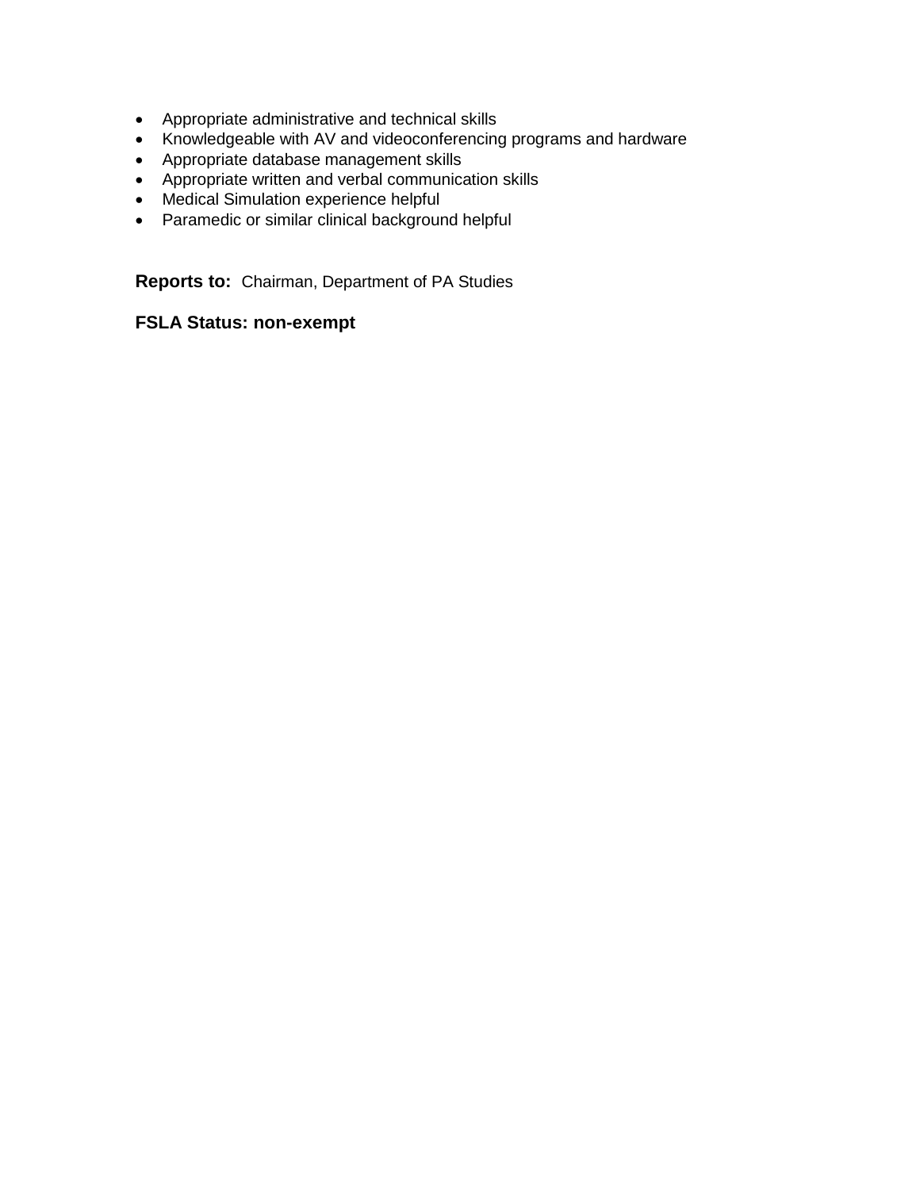- Appropriate administrative and technical skills
- Knowledgeable with AV and videoconferencing programs and hardware
- Appropriate database management skills
- Appropriate written and verbal communication skills
- Medical Simulation experience helpful
- Paramedic or similar clinical background helpful

**Reports to:** Chairman, Department of PA Studies

**FSLA Status: non-exempt**